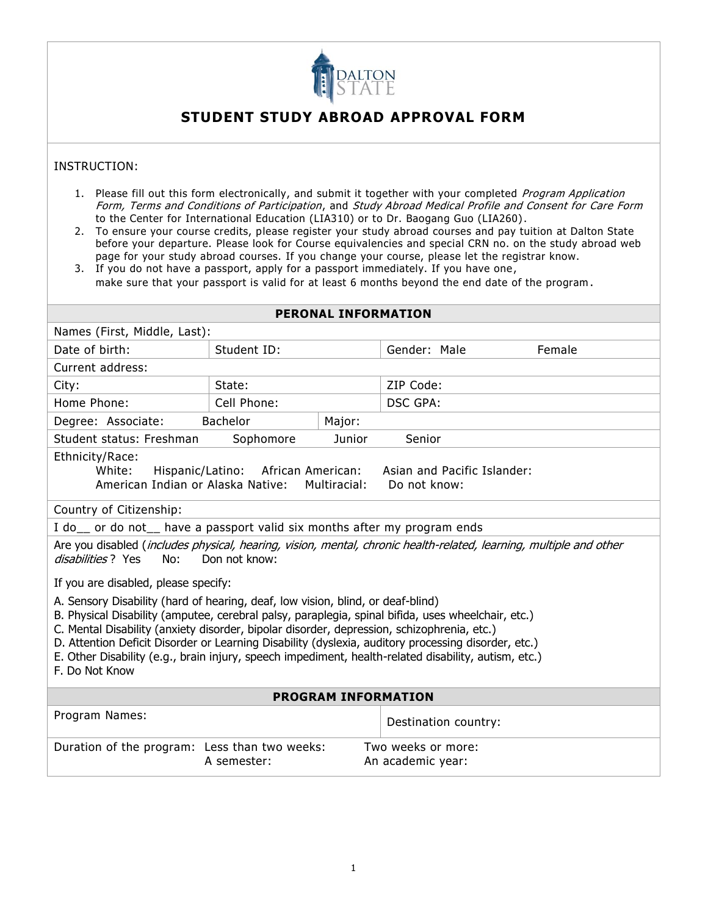# STUDENT STUDY ABROAD APPROVAL FORM

INSTRUCTION:

1. Please fill out this form electronically, and submit it together with your completed *Program Application Form, Terms and Conditions of Participation*, and *Study Abroad Medical Profile and Consent for Care Form* to the Center for International Education (LIA310) or to Dr. Baogang Guo (LIA260).
2. To ensure your course credits, please register your study abroad courses and pay tuition at Dalton State before your departure. Please look for Course equivalencies and special CRN no. on the study abroad web page for your study abroad courses. If you change your course, please let the registrar know.
3. If you do not have a passport, apply for a passport immediately. If you have one, make sure that your passport is valid for at least 6 months beyond the end date of the program.

## PERONAL INFORMATION

Names (First, Middle, Last):

| Date of birth: | Student ID: | Gender: Male Female |
|---|---|---|
| Current address: | | |
| City: | State: | ZIP Code: |
| Home Phone: | Cell Phone: | DSC GPA: |

| Degree: Associate: Bachelor | Major: |
|---|---|

Student status: Freshman Sophomore Junior Senior

Ethnicity/Race:
White: Hispanic/Latino: African American: Asian and Pacific Islander:
American Indian or Alaska Native: Multiracial: Do not know:

Country of Citizenship:

I do__ or do not__ have a passport valid six months after my program ends

Are you disabled (*includes physical, hearing, vision, mental, chronic health-related, learning, multiple and other disabilities* ? Yes No: Don not know:

If you are disabled, please specify:

A. Sensory Disability (hard of hearing, deaf, low vision, blind, or deaf-blind)
B. Physical Disability (amputee, cerebral palsy, paraplegia, spinal bifida, uses wheelchair, etc.)
C. Mental Disability (anxiety disorder, bipolar disorder, depression, schizophrenia, etc.)
D. Attention Deficit Disorder or Learning Disability (dyslexia, auditory processing disorder, etc.)
E. Other Disability (e.g., brain injury, speech impediment, health-related disability, autism, etc.)
F. Do Not Know

## PROGRAM INFORMATION

| Program Names: | Destination country: |
|---|---|

Duration of the program: Less than two weeks: Two weeks or more:
A semester: An academic year: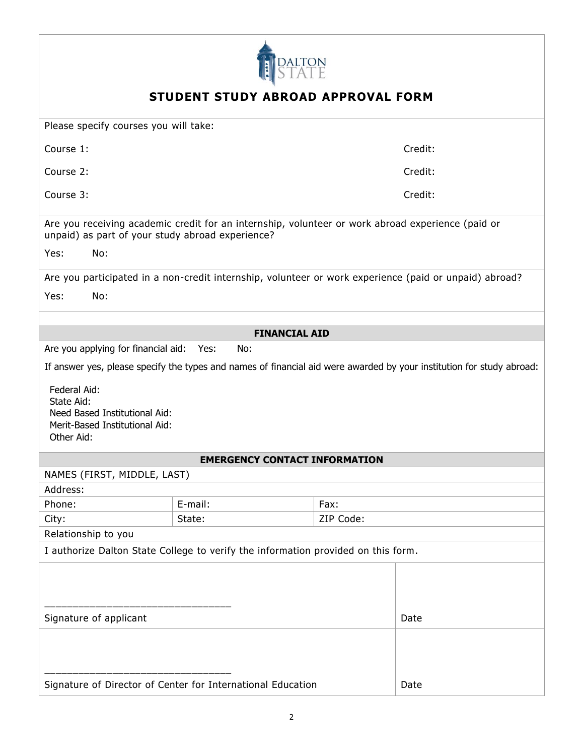## STUDENT STUDY ABROAD APPROVAL FORM

Please specify courses you will take:

Course 1: Credit:

Course 2: Credit:

Course 3: Credit:

Are you receiving academic credit for an internship, volunteer or work abroad experience (paid or unpaid) as part of your study abroad experience?

Yes: No:

Are you participated in a non-credit internship, volunteer or work experience (paid or unpaid) abroad?

Yes: No:

### FINANCIAL AID

Are you applying for financial aid: Yes: No:

If answer yes, please specify the types and names of financial aid were awarded by your institution for study abroad:

Federal Aid:
State Aid:
Need Based Institutional Aid:
Merit-Based Institutional Aid:
Other Aid:

### EMERGENCY CONTACT INFORMATION

| | | |
|---|---|---|
| NAMES (FIRST, MIDDLE, LAST) | | |
| Address: | | |
| Phone: | E-mail: | Fax: |
| City: | State: | ZIP Code: |
| Relationship to you | | |

I authorize Dalton State College to verify the information provided on this form.

| | |
|---|---|
| _______________________________ Signature of applicant | Date |
| _______________________________ Signature of Director of Center for International Education | Date |